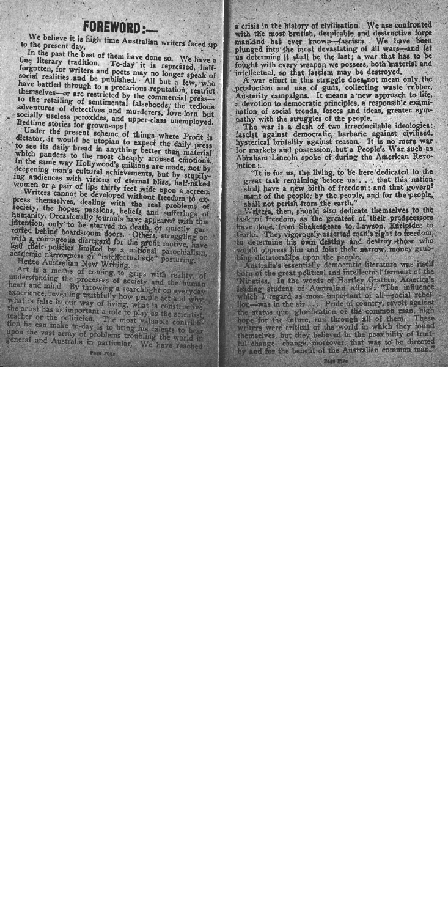# FOREWORD:—

We believe it is high time Australian writers faced up to the present day.

In the past the best of them have done so. We have a fine literary tradition. To-day it is repressed, half-forgotten, for writers and poets may no longer speak of social realities and be published. All but a few, who have battled through to a precarious reputation, restrict themselves—or are restricted by the commercial press—to the retailing of sentimental falsehoods, the tedious adventures of detectives and murderers, love-lorn but socially useless peroxides, and upper-class unemployed. Bedtime stories for grown-ups!

Under the present scheme of things where Profit is dictator, it would be utopian to expect the daily press to see its daily bread in anything better than material which panders to the most cheaply aroused emotions. In the same way Hollywood's millions are made, not by deepening man's cultural achievements, but by stupifying audiences with visions of eternal bliss, half-naked women or a pair of lips thirty feet wide upon a screen.

Writers cannot be developed without freedom to express themselves, dealing with the real problems of society, the hopes, passions, beliefs and sufferings of humanity. Occasionally journals have appeared with this intention, only to be starved to death, or quietly garrotted behind board-room doors. Others, struggling on with a courageous disregard for the profit motive, have had their policies limited by a national parochialism, academic narrowness or "intellectualistic" posturing.

Hence Australian New Writing.

Art is a means of coming to grips with reality, of understanding the processes of society and the human heart and mind. By throwing a searchlight on everyday experience, revealing truthfully how people act and why, what is false in our way of living, what is constructive, the artist has as important a role to play as the scientist, teacher or the politician. The most valuable contribution he can make to-day is to bring his talents to bear upon the vast array of problems troubling the world in general and Australia in particular. We have reached a crisis in the history of civilisation. We are confronted with the most brutish, despicable and destructive force mankind has ever known—fascism. We have been plunged into the most devastating of all wars—and let us determine it shall be the last; a war that has to be fought with every weapon we possess, both material and intellectual, so that fascism may be destroyed.

A war effort in this struggle does not mean only the production and use of guns, collecting waste rubber, Austerity campaigns. It means a new approach to life, a devotion to democratic principles, a responsible examination of social trends, forces and ideas, greater sympathy with the struggles of the people.

The war is a clash of two irreconcilable ideologies: fascist against democratic, barbaric against civilised, hysterical brutality against reason. It is no mere war for markets and possession, but a People's War such as Abraham Lincoln spoke of during the American Revolution:

"It is for us, the living, to be here dedicated to the great task remaining before us . . . that this nation shall have a new birth of freedom; and that government of the people, by the people, and for the people, shall not perish from the earth."

Writers, then, should also dedicate themselves to the task of freedom, as the greatest of their predecessors have done, from Shakespeare to Lawson, Euripides to Gorki. They vigorously asserted man's right to freedom, to determine his own destiny and destroy those who would oppress him and foist their narrow, money-grubbing dictatorships upon the people.

Australia's essentially democratic literature was itself born of the great political and intellectual ferment of the 'Nineties. In the words of Hartley Grattan, America's leading student of Australian affairs: "The influence which I regard as most important of all—social rebellion—was in the air . . . Pride of country, revolt against the status quo, glorification of the common man, high hope for the future, run through all of them. These writers were critical of the world in which they found themselves, but they believed in the possibility of fruitful change—change, moreover, that was to be directed by and for the benefit of the Australian common man."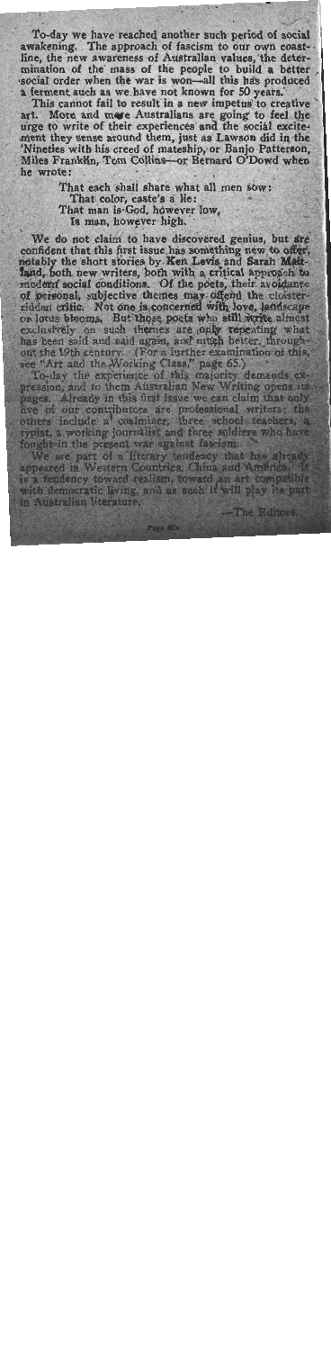To-day we have reached another such period of social awakening. The approach of fascism to our own coastline, the new awareness of Australian values, the determination of the mass of the people to build a better social order when the war is won—all this has produced a ferment such as we have not known for 50 years.

This cannot fail to result in a new impetus to creative art. More and more Australians are going to feel the urge to write of their experiences and the social excitement they sense around them, just as Lawson did in the 'Nineties with his creed of mateship, or Banjo Patterson, Miles Franklin, Tom Collins—or Bernard O'Dowd when he wrote:

> That each shall share what all men sow:
> That color, caste's a lie:
> That man is God, however low,
> Is man, however high.

We do not claim to have discovered genius, but are confident that this first issue has something new to offer, notably the short stories by Ken Levis and Sarah Maitland, both new writers, both with a critical approach to modern social conditions. Of the poets, their avoidance of personal, subjective themes may offend the cloister-ridden critic. Not one is concerned with love, landscape or lotus blooms. But those poets who still write almost exclusively on such themes are only repeating what has been said and said again, and much better, throughout the 19th century. (For a further examination of this, see "Art and the Working Class," page 65.)

To-day the experience of this majority demands expression, and to them Australian New Writing opens its pages. Already in this first issue we can claim that only five of our contributors are professional writers; the others include a coalminer, three school teachers, a typist, a working journalist and three soldiers who have fought in the present war against fascism.

We are part of a literary tendency that has already appeared in Western Countries, China and America. It is a tendency toward realism, toward an art compatible with democratic living, and as such it will play its part in Australian literature.

—The Editors.